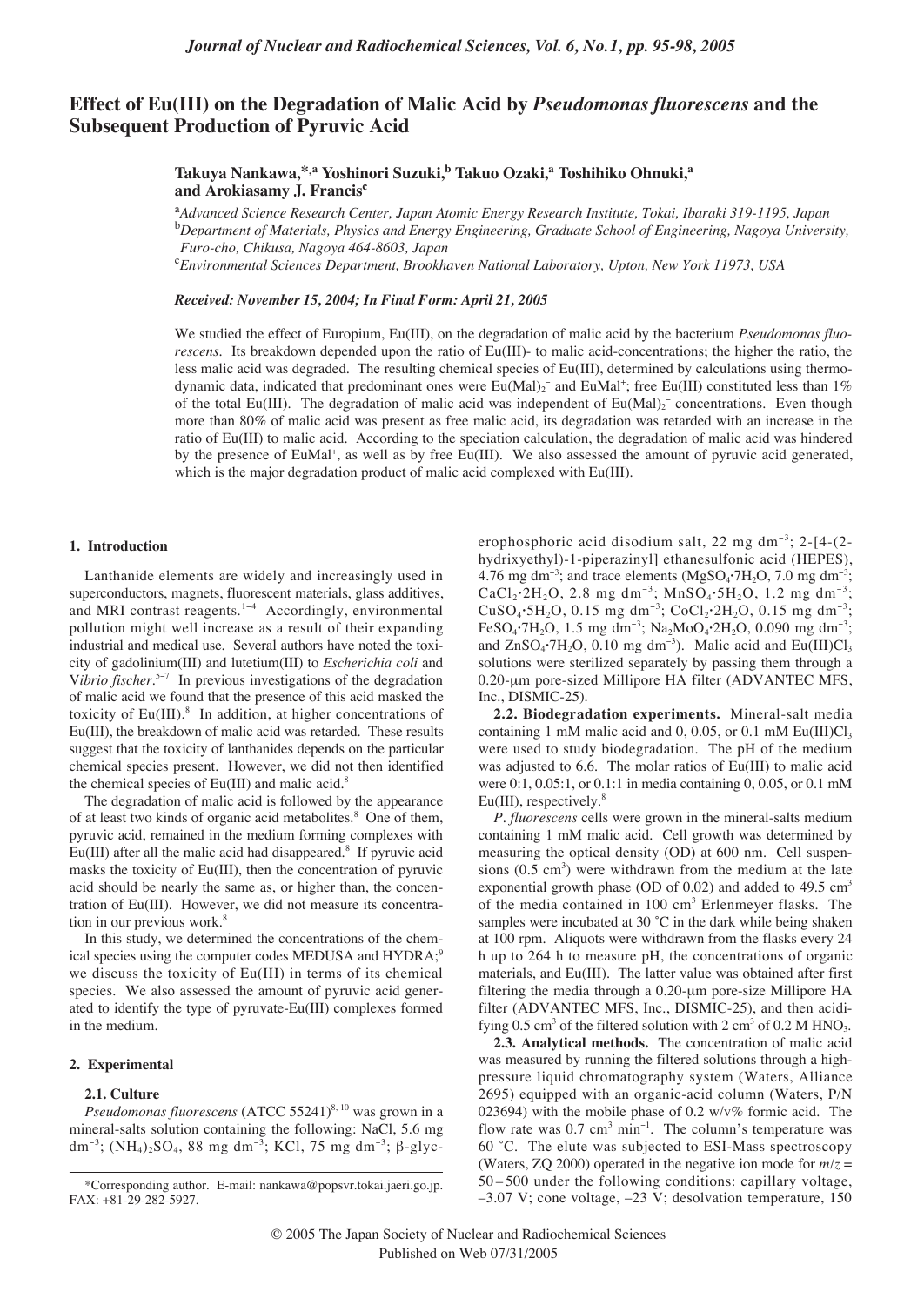# Effect of Eu(III) on the Degradation of Malic Acid by *Pseudomonas fluorescens* and the Subsequent Production of Pyruvic Acid

**Takuya Nankawa,\*,[a] Yoshinori Suzuki,[b] Takuo Ozaki,[a] Toshihiko Ohnuki,[a] and Arokiasamy J. Francis[c]**

[a]*Advanced Science Research Center, Japan Atomic Energy Research Institute, Tokai, Ibaraki 319-1195, Japan*
[b]*Department of Materials, Physics and Energy Engineering, Graduate School of Engineering, Nagoya University, Furo-cho, Chikusa, Nagoya 464-8603, Japan*
[c]*Environmental Sciences Department, Brookhaven National Laboratory, Upton, New York 11973, USA*

*Received: November 15, 2004; In Final Form: April 21, 2005*

We studied the effect of Europium, Eu(III), on the degradation of malic acid by the bacterium *Pseudomonas fluorescens*. Its breakdown depended upon the ratio of Eu(III)- to malic acid-concentrations; the higher the ratio, the less malic acid was degraded. The resulting chemical species of Eu(III), determined by calculations using thermodynamic data, indicated that predominant ones were $Eu(Mal)_2^-$ and $EuMal^+$; free Eu(III) constituted less than 1% of the total Eu(III). The degradation of malic acid was independent of $Eu(Mal)_2^-$ concentrations. Even though more than 80% of malic acid was present as free malic acid, its degradation was retarded with an increase in the ratio of Eu(III) to malic acid. According to the speciation calculation, the degradation of malic acid was hindered by the presence of $EuMal^+$, as well as by free Eu(III). We also assessed the amount of pyruvic acid generated, which is the major degradation product of malic acid complexed with Eu(III).

## 1. Introduction

Lanthanide elements are widely and increasingly used in superconductors, magnets, fluorescent materials, glass additives, and MRI contrast reagents.[1–4] Accordingly, environmental pollution might well increase as a result of their expanding industrial and medical use. Several authors have noted the toxicity of gadolinium(III) and lutetium(III) to *Escherichia coli* and V*ibrio fischer*.[5–7] In previous investigations of the degradation of malic acid we found that the presence of this acid masked the toxicity of Eu(III).[8] In addition, at higher concentrations of Eu(III), the breakdown of malic acid was retarded. These results suggest that the toxicity of lanthanides depends on the particular chemical species present. However, we did not then identified the chemical species of Eu(III) and malic acid.[8]

The degradation of malic acid is followed by the appearance of at least two kinds of organic acid metabolites.[8] One of them, pyruvic acid, remained in the medium forming complexes with Eu(III) after all the malic acid had disappeared.[8] If pyruvic acid masks the toxicity of Eu(III), then the concentration of pyruvic acid should be nearly the same as, or higher than, the concentration of Eu(III). However, we did not measure its concentration in our previous work.[8]

In this study, we determined the concentrations of the chemical species using the computer codes MEDUSA and HYDRA;[9] we discuss the toxicity of Eu(III) in terms of its chemical species. We also assessed the amount of pyruvic acid generated to identify the type of pyruvate-Eu(III) complexes formed in the medium.

## 2. Experimental

**2.1. Culture**

*Pseudomonas fluorescens* (ATCC 55241)[8, 10] was grown in a mineral-salts solution containing the following: NaCl, 5.6 mg $dm^{-3}$; $(NH_4)_2SO_4$, 88 mg $dm^{-3}$; KCl, 75 mg $dm^{-3}$; β-glycerophosphoric acid disodium salt, 22 mg $dm^{-3}$; 2-[4-(2-hydrixyethyl)-1-piperazinyl] ethanesulfonic acid (HEPES), 4.76 mg $dm^{-3}$; and trace elements ($MgSO_4{\cdot}7H_2O$, 7.0 mg $dm^{-3}$; $CaCl_2{\cdot}2H_2O$, 2.8 mg $dm^{-3}$; $MnSO_4{\cdot}5H_2O$, 1.2 mg $dm^{-3}$; $CuSO_4{\cdot}5H_2O$, 0.15 mg $dm^{-3}$; $CoCl_2{\cdot}2H_2O$, 0.15 mg $dm^{-3}$; $FeSO_4{\cdot}7H_2O$, 1.5 mg $dm^{-3}$; $Na_2MoO_4{\cdot}2H_2O$, 0.090 mg $dm^{-3}$; and $ZnSO_4{\cdot}7H_2O$, 0.10 mg $dm^{-3}$). Malic acid and $Eu(III)Cl_3$ solutions were sterilized separately by passing them through a 0.20-μm pore-sized Millipore HA filter (ADVANTEC MFS, Inc., DISMIC-25).

**2.2. Biodegradation experiments.** Mineral-salt media containing 1 mM malic acid and 0, 0.05, or 0.1 mM $Eu(III)Cl_3$ were used to study biodegradation. The pH of the medium was adjusted to 6.6. The molar ratios of Eu(III) to malic acid were 0:1, 0.05:1, or 0.1:1 in media containing 0, 0.05, or 0.1 mM Eu(III), respectively.[8]

*P. fluorescens* cells were grown in the mineral-salts medium containing 1 mM malic acid. Cell growth was determined by measuring the optical density (OD) at 600 nm. Cell suspensions (0.5 $cm^3$) were withdrawn from the medium at the late exponential growth phase (OD of 0.02) and added to 49.5 $cm^3$ of the media contained in 100 $cm^3$ Erlenmeyer flasks. The samples were incubated at 30 ˚C in the dark while being shaken at 100 rpm. Aliquots were withdrawn from the flasks every 24 h up to 264 h to measure pH, the concentrations of organic materials, and Eu(III). The latter value was obtained after first filtering the media through a 0.20-μm pore-size Millipore HA filter (ADVANTEC MFS, Inc., DISMIC-25), and then acidifying 0.5 $cm^3$ of the filtered solution with 2 $cm^3$ of 0.2 M $HNO_3$.

**2.3. Analytical methods.** The concentration of malic acid was measured by running the filtered solutions through a high-pressure liquid chromatography system (Waters, Alliance 2695) equipped with an organic-acid column (Waters, P/N 023694) with the mobile phase of 0.2 w/v% formic acid. The flow rate was 0.7 $cm^3$ $min^{-1}$. The column's temperature was 60 ˚C. The elute was subjected to ESI-Mass spectroscopy (Waters, ZQ 2000) operated in the negative ion mode for $m/z$ = 50 – 500 under the following conditions: capillary voltage, –3.07 V; cone voltage, –23 V; desolvation temperature, 150

\*Corresponding author. E-mail: nankawa@popsvr.tokai.jaeri.go.jp. FAX: +81-29-282-5927.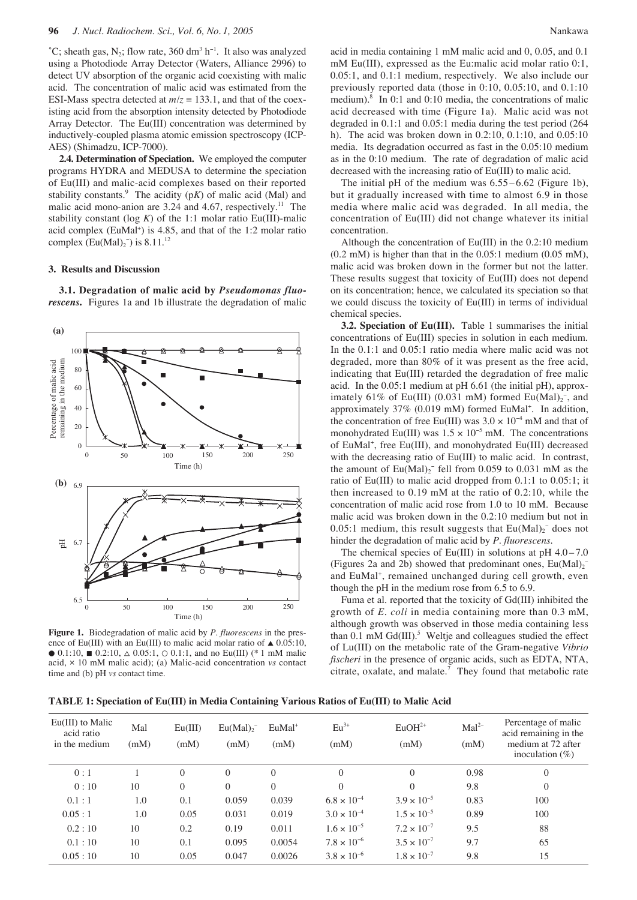°C; sheath gas, $N_2$; flow rate, 360 $dm^3 h^{-1}$. It also was analyzed using a Photodiode Array Detector (Waters, Alliance 2996) to detect UV absorption of the organic acid coexisting with malic acid. The concentration of malic acid was estimated from the ESI-Mass spectra detected at $m/z = 133.1$, and that of the coexisting acid from the absorption intensity detected by Photodiode Array Detector. The Eu(III) concentration was determined by inductively-coupled plasma atomic emission spectroscopy (ICP-AES) (Shimadzu, ICP-7000).

**2.4. Determination of Speciation.** We employed the computer programs HYDRA and MEDUSA to determine the speciation of Eu(III) and malic-acid complexes based on their reported stability constants.[9] The acidity (p*K*) of malic acid (Mal) and malic acid mono-anion are 3.24 and 4.67, respectively.[11] The stability constant (log *K*) of the 1:1 molar ratio Eu(III)-malic acid complex ($EuMal^+$) is 4.85, and that of the 1:2 molar ratio complex ($Eu(Mal)_2^-$) is 8.11.[12]

## 3. Results and Discussion

**3.1. Degradation of malic acid by *Pseudomonas fluorescens*.** Figures 1a and 1b illustrate the degradation of malic acid in media containing 1 mM malic acid and 0, 0.05, and 0.1 mM Eu(III), expressed as the Eu:malic acid molar ratio 0:1, 0.05:1, and 0.1:1 medium, respectively. We also include our previously reported data (those in 0:10, 0.05:10, and 0.1:10 medium).[8] In 0:1 and 0:10 media, the concentrations of malic acid decreased with time (Figure 1a). Malic acid was not degraded in 0.1:1 and 0.05:1 media during the test period (264 h). The acid was broken down in 0.2:10, 0.1:10, and 0.05:10 media. Its degradation occurred as fast in the 0.05:10 medium as in the 0:10 medium. The rate of degradation of malic acid decreased with the increasing ratio of Eu(III) to malic acid.

The initial pH of the medium was 6.55 – 6.62 (Figure 1b), but it gradually increased with time to almost 6.9 in those media where malic acid was degraded. In all media, the concentration of Eu(III) did not change whatever its initial concentration.

Although the concentration of Eu(III) in the 0.2:10 medium (0.2 mM) is higher than that in the 0.05:1 medium (0.05 mM), malic acid was broken down in the former but not the latter. These results suggest that toxicity of Eu(III) does not depend on its concentration; hence, we calculated its speciation so that we could discuss the toxicity of Eu(III) in terms of individual chemical species.

**Figure 1.** Biodegradation of malic acid by *P. fluorescens* in the presence of Eu(III) with an Eu(III) to malic acid molar ratio of ▲ 0.05:10, ● 0.1:10, ■ 0.2:10, △ 0.05:1, ○ 0.1:1, and no Eu(III) (* 1 mM malic acid, × 10 mM malic acid); (a) Malic-acid concentration *vs* contact time and (b) pH *vs* contact time.

**3.2. Speciation of Eu(III).** Table 1 summarises the initial concentrations of Eu(III) species in solution in each medium. In the 0.1:1 and 0.05:1 ratio media where malic acid was not degraded, more than 80% of it was present as the free acid, indicating that Eu(III) retarded the degradation of free malic acid. In the 0.05:1 medium at pH 6.61 (the initial pH), approximately 61% of Eu(III) (0.031 mM) formed $Eu(Mal)_2^-$, and approximately 37% (0.019 mM) formed $EuMal^+$. In addition, the concentration of free Eu(III) was $3.0 \times 10^{-4}$ mM and that of monohydrated Eu(III) was $1.5 \times 10^{-5}$ mM. The concentrations of $EuMal^+$, free Eu(III), and monohydrated Eu(III) decreased with the decreasing ratio of Eu(III) to malic acid. In contrast, the amount of $Eu(Mal)_2^-$ fell from 0.059 to 0.031 mM as the ratio of Eu(III) to malic acid dropped from 0.1:1 to 0.05:1; it then increased to 0.19 mM at the ratio of 0.2:10, while the concentration of malic acid rose from 1.0 to 10 mM. Because malic acid was broken down in the 0.2:10 medium but not in 0.05:1 medium, this result suggests that $Eu(Mal)_2^-$ does not hinder the degradation of malic acid by *P. fluorescens*.

The chemical species of Eu(III) in solutions at pH 4.0 – 7.0 (Figures 2a and 2b) showed that predominant ones, $Eu(Mal)_2^-$ and $EuMal^+$, remained unchanged during cell growth, even though the pH in the medium rose from 6.5 to 6.9.

Fuma et al. reported that the toxicity of Gd(III) inhibited the growth of *E. coli* in media containing more than 0.3 mM, although growth was observed in those media containing less than 0.1 mM Gd(III).[5] Weltje and colleagues studied the effect of Lu(III) on the metabolic rate of the Gram-negative *Vibrio fischeri* in the presence of organic acids, such as EDTA, NTA, citrate, oxalate, and malate.[7] They found that metabolic rate

**TABLE 1: Speciation of Eu(III) in Media Containing Various Ratios of Eu(III) to Malic Acid**

| Eu(III) to Malic acid ratio in the medium | Mal (mM) | Eu(III) (mM) | $Eu(Mal)_2^-$ (mM) | $EuMal^+$ (mM) | $Eu^{3+}$ (mM) | $EuOH^{2+}$ (mM) | $Mal^{2-}$ (mM) | Percentage of malic acid remaining in the medium at 72 after inoculation (%) |
|---|---|---|---|---|---|---|---|---|
| 0 : 1 | 1 | 0 | 0 | 0 | 0 | 0 | 0.98 | 0 |
| 0 : 10 | 10 | 0 | 0 | 0 | 0 | 0 | 9.8 | 0 |
| 0.1 : 1 | 1.0 | 0.1 | 0.059 | 0.039 | $6.8 \times 10^{-4}$ | $3.9 \times 10^{-5}$ | 0.83 | 100 |
| 0.05 : 1 | 1.0 | 0.05 | 0.031 | 0.019 | $3.0 \times 10^{-4}$ | $1.5 \times 10^{-5}$ | 0.89 | 100 |
| 0.2 : 10 | 10 | 0.2 | 0.19 | 0.011 | $1.6 \times 10^{-5}$ | $7.2 \times 10^{-7}$ | 9.5 | 88 |
| 0.1 : 10 | 10 | 0.1 | 0.095 | 0.0054 | $7.8 \times 10^{-6}$ | $3.5 \times 10^{-7}$ | 9.7 | 65 |
| 0.05 : 10 | 10 | 0.05 | 0.047 | 0.0026 | $3.8 \times 10^{-6}$ | $1.8 \times 10^{-7}$ | 9.8 | 15 |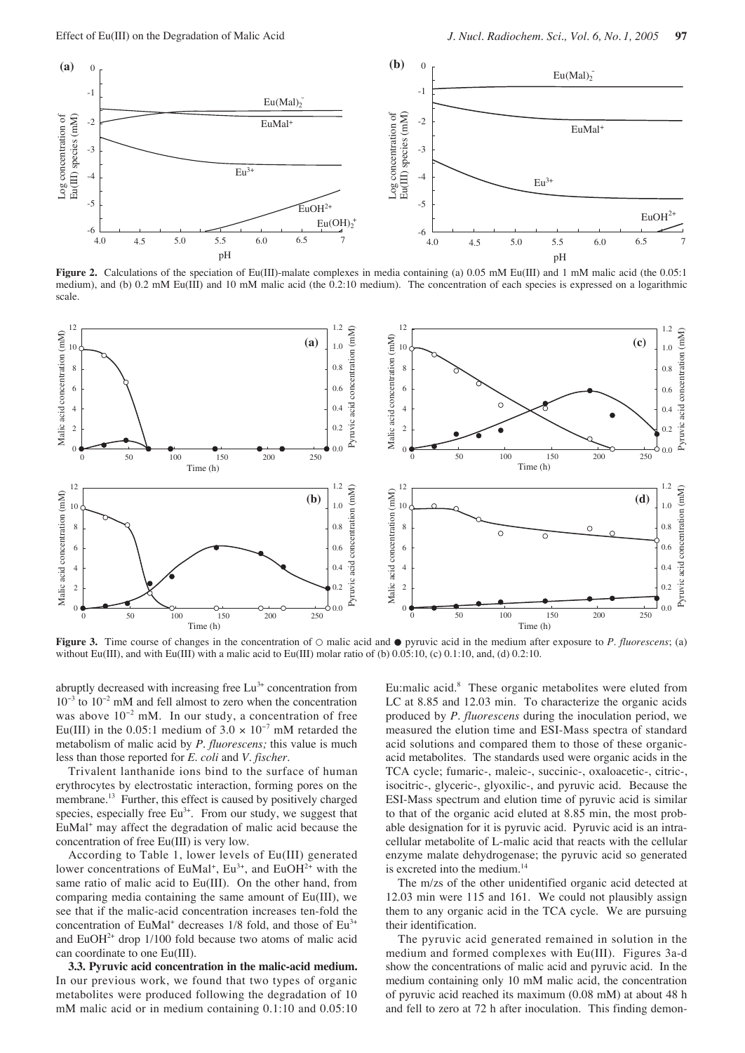**Figure 2.** Calculations of the speciation of Eu(III)-malate complexes in media containing (a) 0.05 mM Eu(III) and 1 mM malic acid (the 0.05:1 medium), and (b) 0.2 mM Eu(III) and 10 mM malic acid (the 0.2:10 medium). The concentration of each species is expressed on a logarithmic scale.

**Figure 3.** Time course of changes in the concentration of ○ malic acid and ● pyruvic acid in the medium after exposure to *P. fluorescens*; (a) without Eu(III), and with Eu(III) with a malic acid to Eu(III) molar ratio of (b) 0.05:10, (c) 0.1:10, and, (d) 0.2:10.

abruptly decreased with increasing free $Lu^{3+}$ concentration from $10^{-3}$ to $10^{-2}$ mM and fell almost to zero when the concentration was above $10^{-2}$ mM. In our study, a concentration of free Eu(III) in the 0.05:1 medium of $3.0 \times 10^{-7}$ mM retarded the metabolism of malic acid by *P. fluorescens;* this value is much less than those reported for *E. coli* and *V. fischer*.

Trivalent lanthanide ions bind to the surface of human erythrocytes by electrostatic interaction, forming pores on the membrane.[13] Further, this effect is caused by positively charged species, especially free $Eu^{3+}$. From our study, we suggest that $EuMal^{+}$ may affect the degradation of malic acid because the concentration of free Eu(III) is very low.

According to Table 1, lower levels of Eu(III) generated lower concentrations of $EuMal^{+}$, $Eu^{3+}$, and $EuOH^{2+}$ with the same ratio of malic acid to Eu(III). On the other hand, from comparing media containing the same amount of Eu(III), we see that if the malic-acid concentration increases ten-fold the concentration of $EuMal^{+}$ decreases 1/8 fold, and those of $Eu^{3+}$ and $EuOH^{2+}$ drop 1/100 fold because two atoms of malic acid can coordinate to one Eu(III).

**3.3. Pyruvic acid concentration in the malic-acid medium.** In our previous work, we found that two types of organic metabolites were produced following the degradation of 10 mM malic acid or in medium containing 0.1:10 and 0.05:10 Eu:malic acid.[8] These organic metabolites were eluted from LC at 8.85 and 12.03 min. To characterize the organic acids produced by *P. fluorescens* during the inoculation period, we measured the elution time and ESI-Mass spectra of standard acid solutions and compared them to those of these organic-acid metabolites. The standards used were organic acids in the TCA cycle; fumaric-, maleic-, succinic-, oxaloacetic-, citric-, isocitric-, glyceric-, glyoxilic-, and pyruvic acid. Because the ESI-Mass spectrum and elution time of pyruvic acid is similar to that of the organic acid eluted at 8.85 min, the most probable designation for it is pyruvic acid. Pyruvic acid is an intracellular metabolite of L-malic acid that reacts with the cellular enzyme malate dehydrogenase; the pyruvic acid so generated is excreted into the medium.[14]

The m/zs of the other unidentified organic acid detected at 12.03 min were 115 and 161. We could not plausibly assign them to any organic acid in the TCA cycle. We are pursuing their identification.

The pyruvic acid generated remained in solution in the medium and formed complexes with Eu(III). Figures 3a-d show the concentrations of malic acid and pyruvic acid. In the medium containing only 10 mM malic acid, the concentration of pyruvic acid reached its maximum (0.08 mM) at about 48 h and fell to zero at 72 h after inoculation. This finding demon-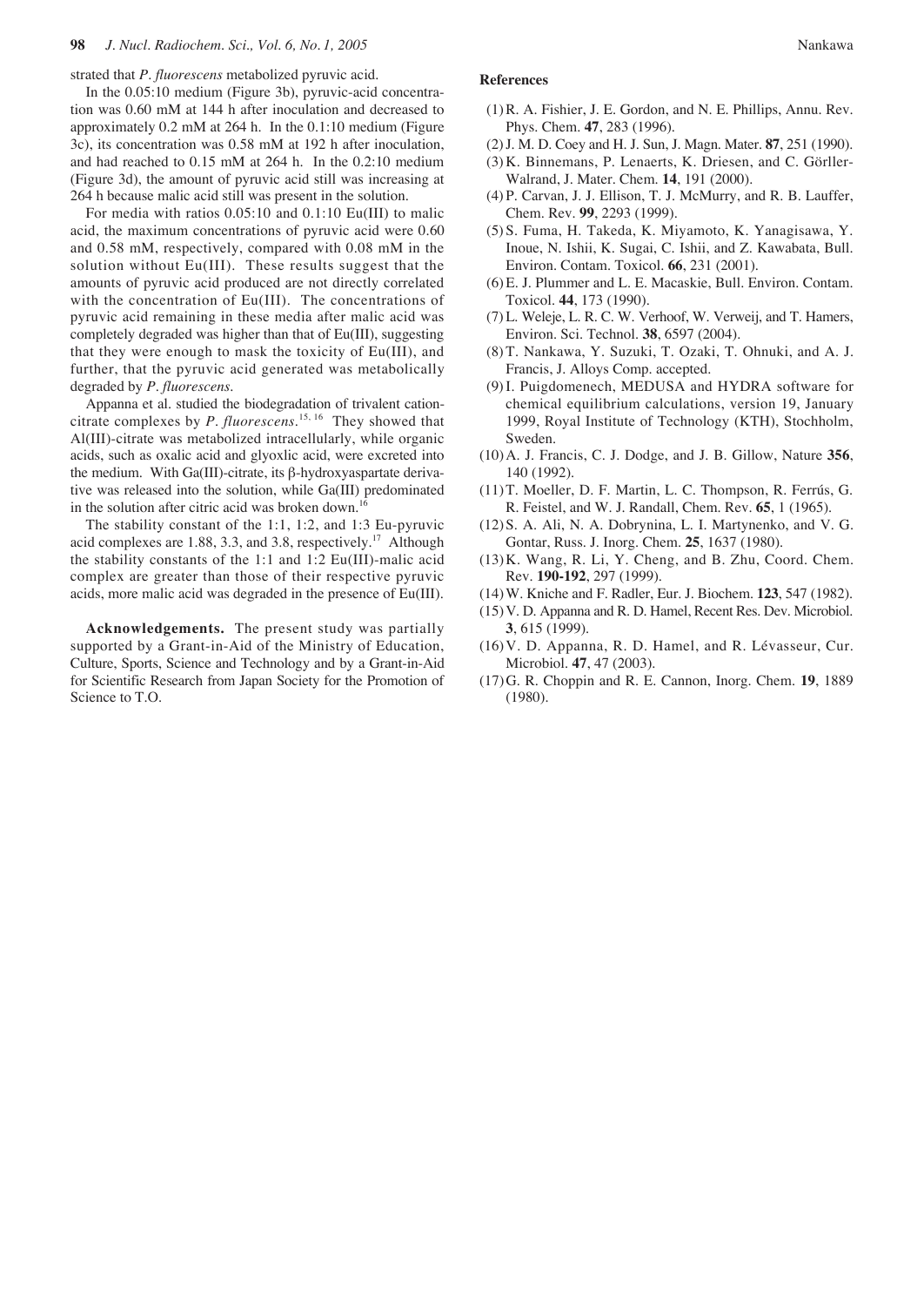strated that *P. fluorescens* metabolized pyruvic acid.

In the 0.05:10 medium (Figure 3b), pyruvic-acid concentration was 0.60 mM at 144 h after inoculation and decreased to approximately 0.2 mM at 264 h. In the 0.1:10 medium (Figure 3c), its concentration was 0.58 mM at 192 h after inoculation, and had reached to 0.15 mM at 264 h. In the 0.2:10 medium (Figure 3d), the amount of pyruvic acid still was increasing at 264 h because malic acid still was present in the solution.

For media with ratios 0.05:10 and 0.1:10 Eu(III) to malic acid, the maximum concentrations of pyruvic acid were 0.60 and 0.58 mM, respectively, compared with 0.08 mM in the solution without Eu(III). These results suggest that the amounts of pyruvic acid produced are not directly correlated with the concentration of Eu(III). The concentrations of pyruvic acid remaining in these media after malic acid was completely degraded was higher than that of Eu(III), suggesting that they were enough to mask the toxicity of Eu(III), and further, that the pyruvic acid generated was metabolically degraded by *P. fluorescens*.

Appanna et al. studied the biodegradation of trivalent cation-citrate complexes by *P. fluorescens*.[15, 16] They showed that Al(III)-citrate was metabolized intracellularly, while organic acids, such as oxalic acid and glyoxlic acid, were excreted into the medium. With Ga(III)-citrate, its β-hydroxyaspartate derivative was released into the solution, while Ga(III) predominated in the solution after citric acid was broken down.[16]

The stability constant of the 1:1, 1:2, and 1:3 Eu-pyruvic acid complexes are 1.88, 3.3, and 3.8, respectively.[17] Although the stability constants of the 1:1 and 1:2 Eu(III)-malic acid complex are greater than those of their respective pyruvic acids, more malic acid was degraded in the presence of Eu(III).

**Acknowledgements.** The present study was partially supported by a Grant-in-Aid of the Ministry of Education, Culture, Sports, Science and Technology and by a Grant-in-Aid for Scientific Research from Japan Society for the Promotion of Science to T.O.

## References

(1) R. A. Fishier, J. E. Gordon, and N. E. Phillips, Annu. Rev. Phys. Chem. **47**, 283 (1996).

(2) J. M. D. Coey and H. J. Sun, J. Magn. Mater. **87**, 251 (1990).

(3) K. Binnemans, P. Lenaerts, K. Driesen, and C. Görller-Walrand, J. Mater. Chem. **14**, 191 (2000).

(4) P. Carvan, J. J. Ellison, T. J. McMurry, and R. B. Lauffer, Chem. Rev. **99**, 2293 (1999).

(5) S. Fuma, H. Takeda, K. Miyamoto, K. Yanagisawa, Y. Inoue, N. Ishii, K. Sugai, C. Ishii, and Z. Kawabata, Bull. Environ. Contam. Toxicol. **66**, 231 (2001).

(6) E. J. Plummer and L. E. Macaskie, Bull. Environ. Contam. Toxicol. **44**, 173 (1990).

(7) L. Weleje, L. R. C. W. Verhoof, W. Verweij, and T. Hamers, Environ. Sci. Technol. **38**, 6597 (2004).

(8) T. Nankawa, Y. Suzuki, T. Ozaki, T. Ohnuki, and A. J. Francis, J. Alloys Comp. accepted.

(9) I. Puigdomenech, MEDUSA and HYDRA software for chemical equilibrium calculations, version 19, January 1999, Royal Institute of Technology (KTH), Stochholm, Sweden.

(10) A. J. Francis, C. J. Dodge, and J. B. Gillow, Nature **356**, 140 (1992).

(11) T. Moeller, D. F. Martin, L. C. Thompson, R. Ferrús, G. R. Feistel, and W. J. Randall, Chem. Rev. **65**, 1 (1965).

(12) S. A. Ali, N. A. Dobrynina, L. I. Martynenko, and V. G. Gontar, Russ. J. Inorg. Chem. **25**, 1637 (1980).

(13) K. Wang, R. Li, Y. Cheng, and B. Zhu, Coord. Chem. Rev. **190-192**, 297 (1999).

(14) W. Kniche and F. Radler, Eur. J. Biochem. **123**, 547 (1982).

(15) V. D. Appanna and R. D. Hamel, Recent Res. Dev. Microbiol. **3**, 615 (1999).

(16) V. D. Appanna, R. D. Hamel, and R. Lévasseur, Cur. Microbiol. **47**, 47 (2003).

(17) G. R. Choppin and R. E. Cannon, Inorg. Chem. **19**, 1889 (1980).